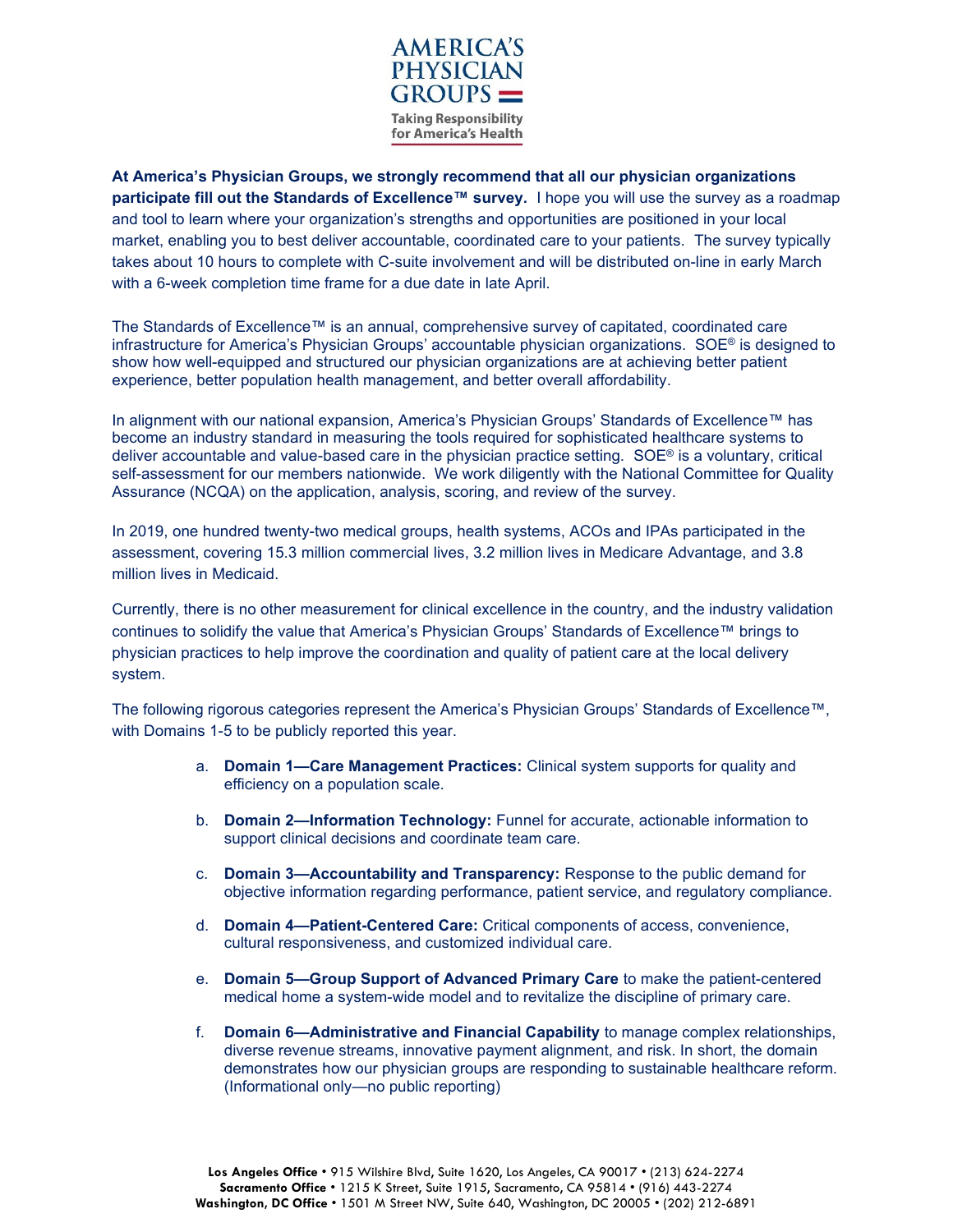**AMERICA'S PHYSICIAN GROUPS**

Taking Responsibility for America's Health

**At America's Physician Groups, we strongly recommend that all our physician organizations participate fill out the Standards of Excellence™ survey.** I hope you will use the survey as a roadmap and tool to learn where your organization's strengths and opportunities are positioned in your local market, enabling you to best deliver accountable, coordinated care to your patients. The survey typically takes about 10 hours to complete with C-suite involvement and will be distributed on-line in early March with a 6-week completion time frame for a due date in late April.

The Standards of Excellence™ is an annual, comprehensive survey of capitated, coordinated care infrastructure for America's Physician Groups' accountable physician organizations. SOE® is designed to show how well-equipped and structured our physician organizations are at achieving better patient experience, better population health management, and better overall affordability.

In alignment with our national expansion, America's Physician Groups' Standards of Excellence™ has become an industry standard in measuring the tools required for sophisticated healthcare systems to deliver accountable and value-based care in the physician practice setting. SOE® is a voluntary, critical self-assessment for our members nationwide. We work diligently with the National Committee for Quality Assurance (NCQA) on the application, analysis, scoring, and review of the survey.

In 2019, one hundred twenty-two medical groups, health systems, ACOs and IPAs participated in the assessment, covering 15.3 million commercial lives, 3.2 million lives in Medicare Advantage, and 3.8 million lives in Medicaid.

Currently, there is no other measurement for clinical excellence in the country, and the industry validation continues to solidify the value that America's Physician Groups' Standards of Excellence™ brings to physician practices to help improve the coordination and quality of patient care at the local delivery system.

The following rigorous categories represent the America's Physician Groups' Standards of Excellence™, with Domains 1-5 to be publicly reported this year.

a. **Domain 1—Care Management Practices:** Clinical system supports for quality and efficiency on a population scale.

b. **Domain 2—Information Technology:** Funnel for accurate, actionable information to support clinical decisions and coordinate team care.

c. **Domain 3—Accountability and Transparency:** Response to the public demand for objective information regarding performance, patient service, and regulatory compliance.

d. **Domain 4—Patient-Centered Care:** Critical components of access, convenience, cultural responsiveness, and customized individual care.

e. **Domain 5—Group Support of Advanced Primary Care** to make the patient-centered medical home a system-wide model and to revitalize the discipline of primary care.

f. **Domain 6—Administrative and Financial Capability** to manage complex relationships, diverse revenue streams, innovative payment alignment, and risk. In short, the domain demonstrates how our physician groups are responding to sustainable healthcare reform. (Informational only—no public reporting)

**Los Angeles Office** • 915 Wilshire Blvd, Suite 1620, Los Angeles, CA 90017 • (213) 624-2274
**Sacramento Office** • 1215 K Street, Suite 1915, Sacramento, CA 95814 • (916) 443-2274
**Washington, DC Office** • 1501 M Street NW, Suite 640, Washington, DC 20005 • (202) 212-6891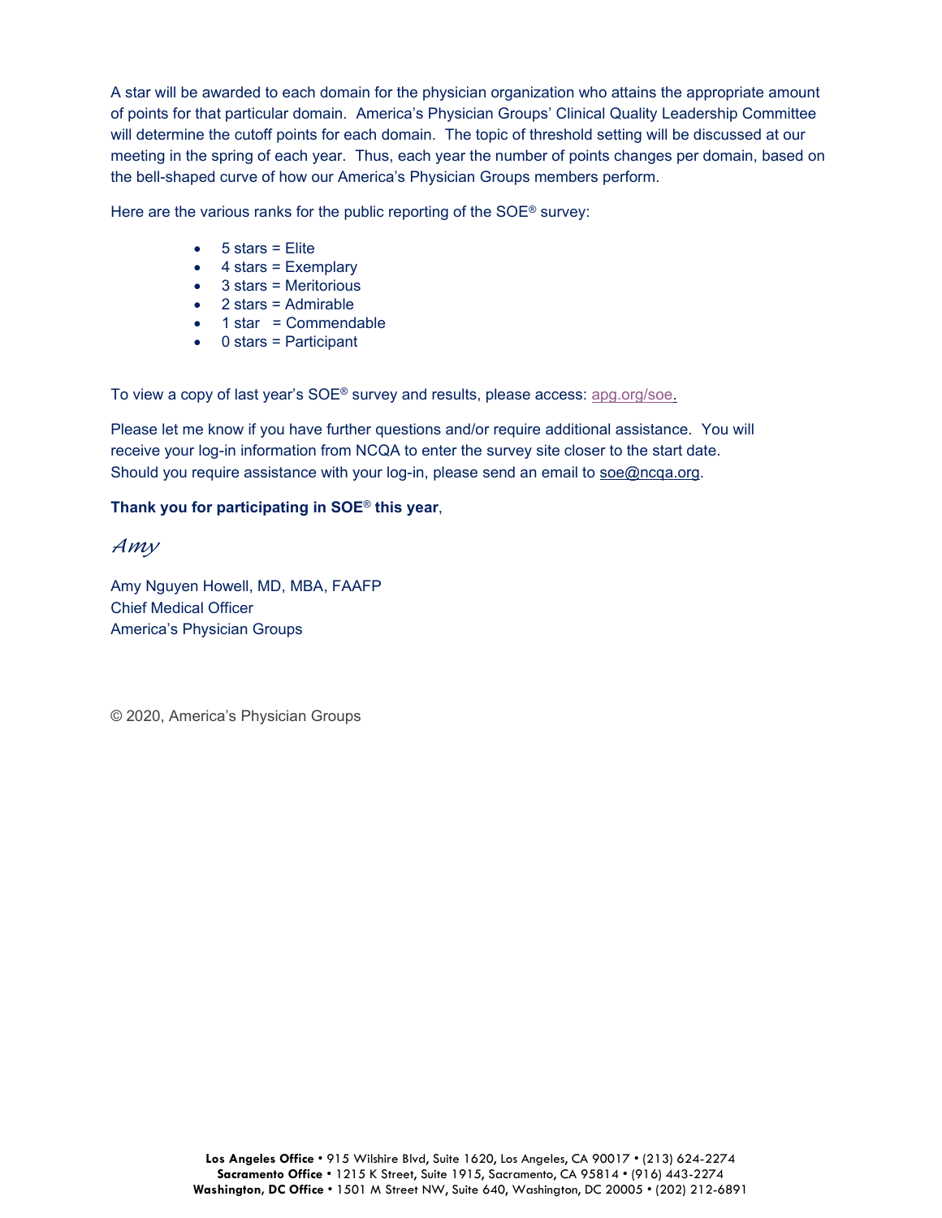A star will be awarded to each domain for the physician organization who attains the appropriate amount of points for that particular domain. America's Physician Groups' Clinical Quality Leadership Committee will determine the cutoff points for each domain. The topic of threshold setting will be discussed at our meeting in the spring of each year. Thus, each year the number of points changes per domain, based on the bell-shaped curve of how our America's Physician Groups members perform.

Here are the various ranks for the public reporting of the SOE® survey:

- 5 stars = Elite
- 4 stars = Exemplary
- 3 stars = Meritorious
- 2 stars = Admirable
- 1 star = Commendable
- 0 stars = Participant

To view a copy of last year's SOE® survey and results, please access: apg.org/soe.

Please let me know if you have further questions and/or require additional assistance. You will receive your log-in information from NCQA to enter the survey site closer to the start date. Should you require assistance with your log-in, please send an email to soe@ncqa.org.

**Thank you for participating in SOE® this year**,

*Amy*

Amy Nguyen Howell, MD, MBA, FAAFP
Chief Medical Officer
America's Physician Groups

© 2020, America's Physician Groups

**Los Angeles Office** • 915 Wilshire Blvd, Suite 1620, Los Angeles, CA 90017 • (213) 624-2274
**Sacramento Office** • 1215 K Street, Suite 1915, Sacramento, CA 95814 • (916) 443-2274
**Washington, DC Office** • 1501 M Street NW, Suite 640, Washington, DC 20005 • (202) 212-6891